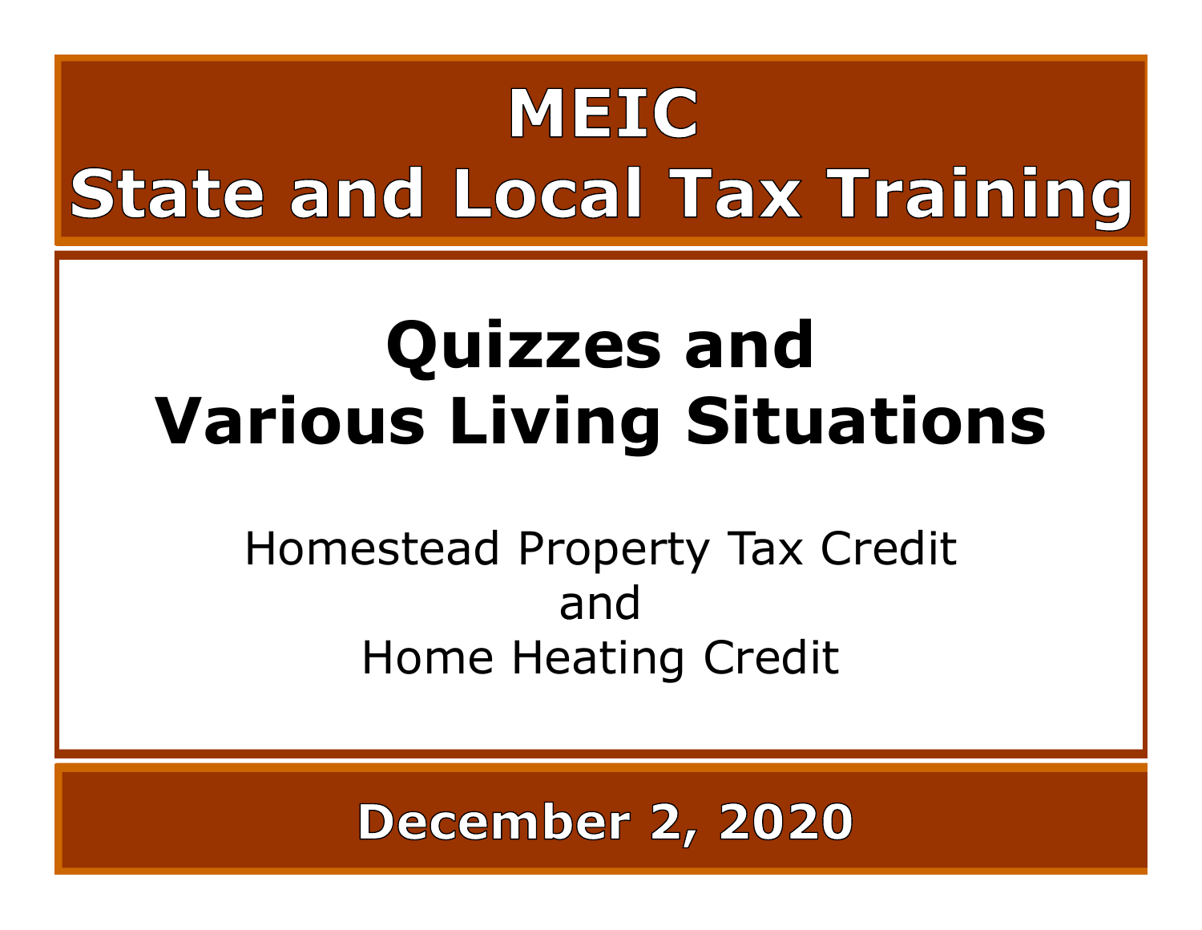# MEIC
# State and Local Tax Training

## Quizzes and Various Living Situations

Homestead Property Tax Credit
and
Home Heating Credit

**December 2, 2020**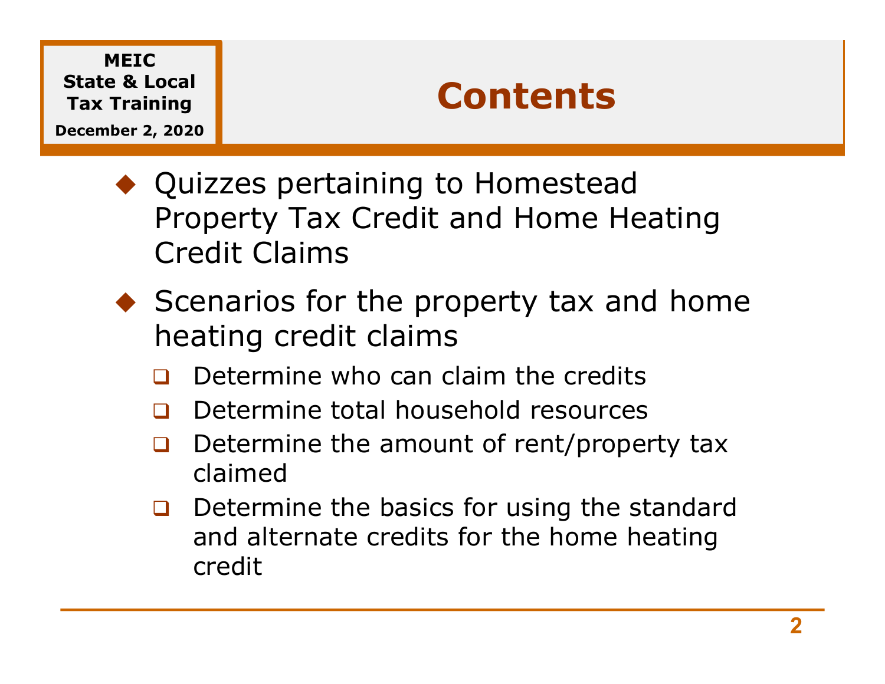# Contents

- Quizzes pertaining to Homestead Property Tax Credit and Home Heating Credit Claims
- Scenarios for the property tax and home heating credit claims
  - Determine who can claim the credits
  - Determine total household resources
  - Determine the amount of rent/property tax claimed
  - Determine the basics for using the standard and alternate credits for the home heating credit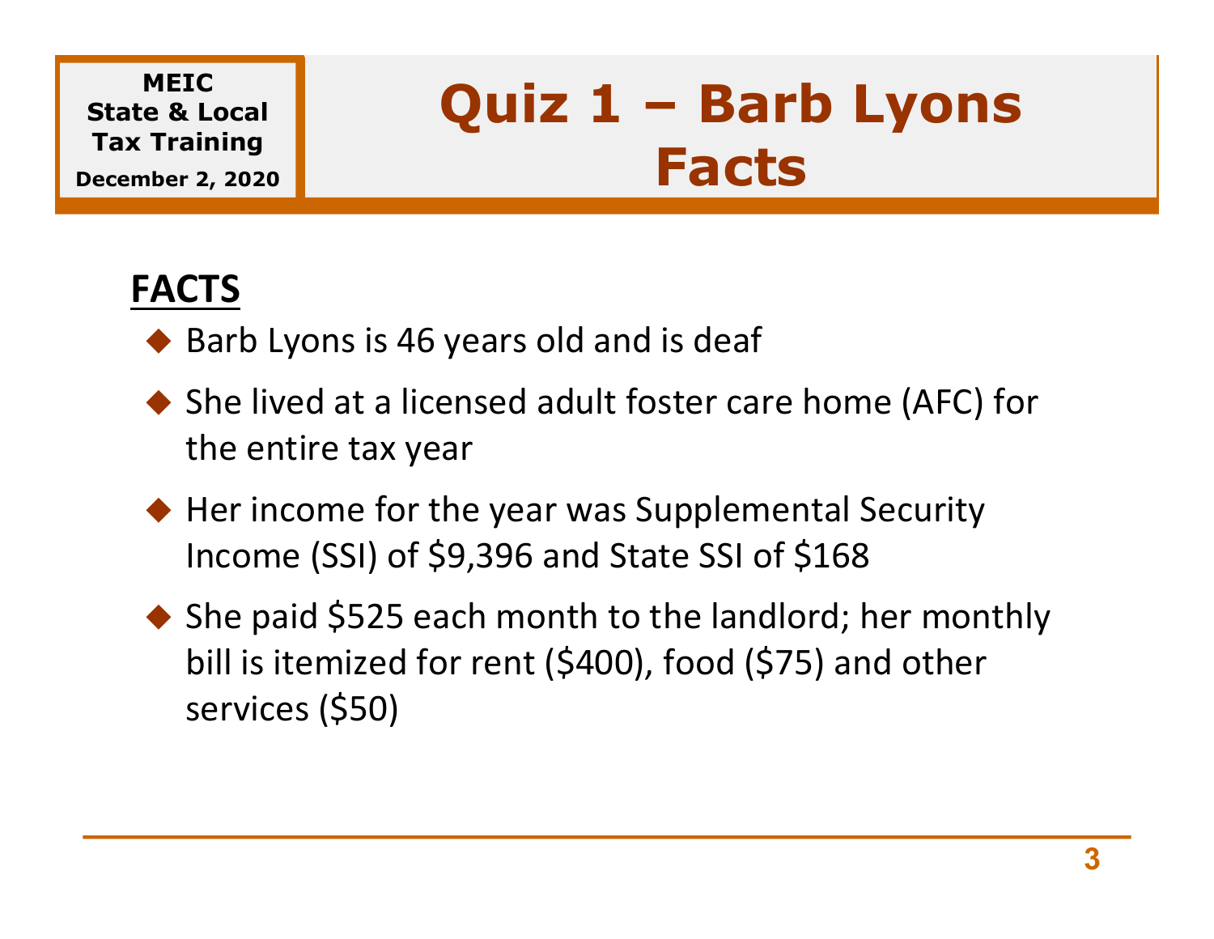# Quiz 1 – Barb Lyons Facts

## FACTS

- Barb Lyons is 46 years old and is deaf
- She lived at a licensed adult foster care home (AFC) for the entire tax year
- Her income for the year was Supplemental Security Income (SSI) of $9,396 and State SSI of $168
- She paid $525 each month to the landlord; her monthly bill is itemized for rent ($400), food ($75) and other services ($50)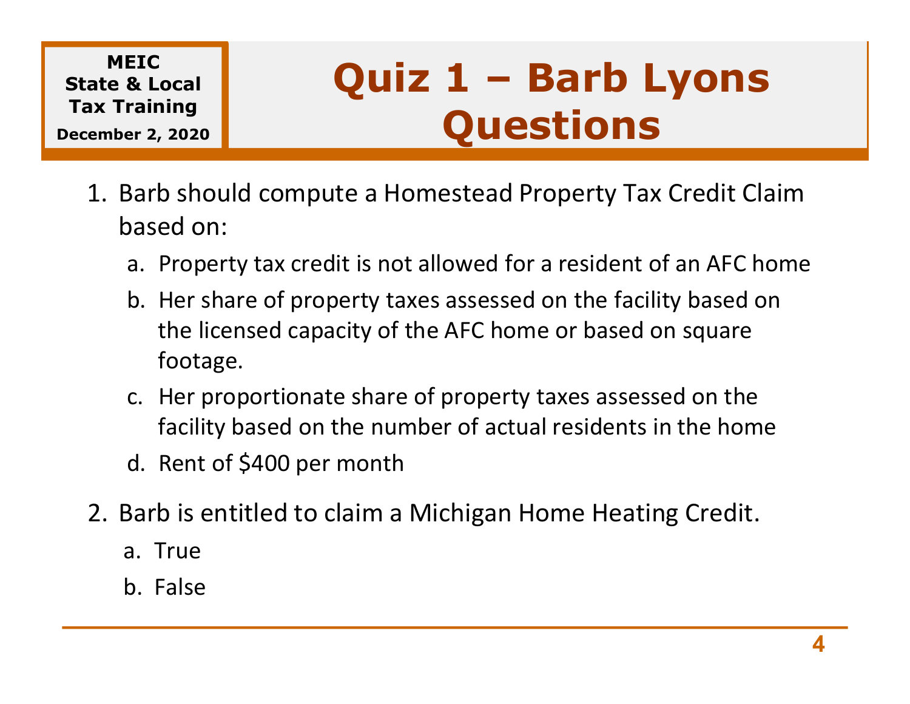MEIC
State & Local
Tax Training
December 2, 2020

# Quiz 1 – Barb Lyons Questions

1. Barb should compute a Homestead Property Tax Credit Claim based on:
   a. Property tax credit is not allowed for a resident of an AFC home
   b. Her share of property taxes assessed on the facility based on the licensed capacity of the AFC home or based on square footage.
   c. Her proportionate share of property taxes assessed on the facility based on the number of actual residents in the home
   d. Rent of $400 per month

2. Barb is entitled to claim a Michigan Home Heating Credit.
   a. True
   b. False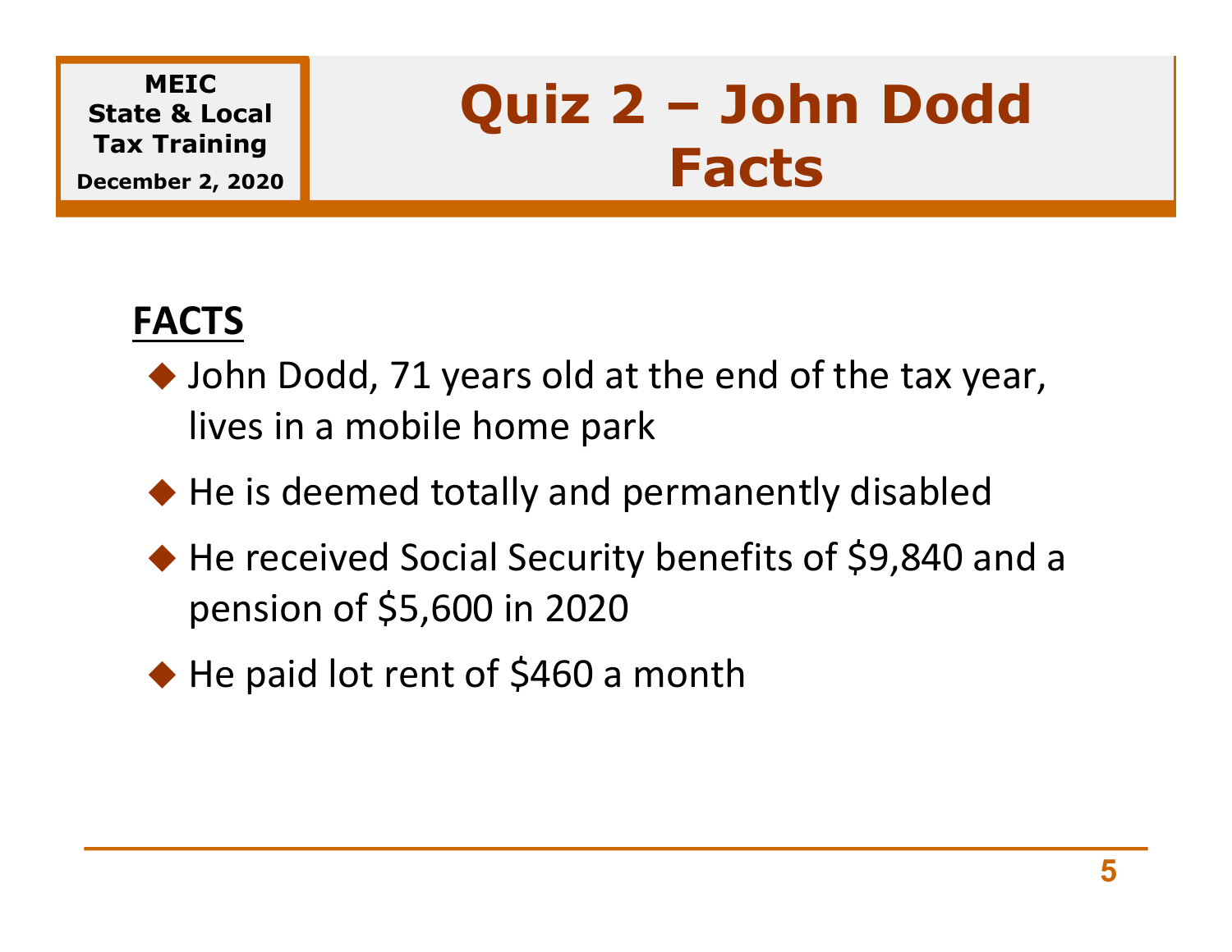# Quiz 2 – John Dodd Facts

## FACTS

- John Dodd, 71 years old at the end of the tax year, lives in a mobile home park
- He is deemed totally and permanently disabled
- He received Social Security benefits of $9,840 and a pension of $5,600 in 2020
- He paid lot rent of $460 a month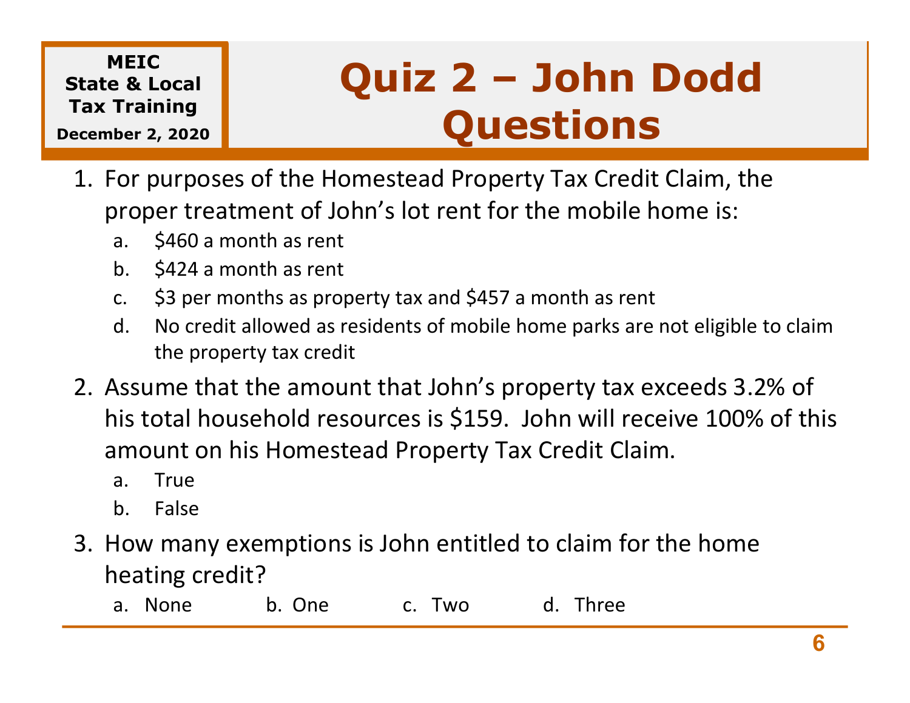MEIC
State & Local
Tax Training
December 2, 2020

# Quiz 2 – John Dodd Questions

1. For purposes of the Homestead Property Tax Credit Claim, the proper treatment of John's lot rent for the mobile home is:
   a. $460 a month as rent
   b. $424 a month as rent
   c. $3 per months as property tax and $457 a month as rent
   d. No credit allowed as residents of mobile home parks are not eligible to claim the property tax credit
2. Assume that the amount that John's property tax exceeds 3.2% of his total household resources is $159. John will receive 100% of this amount on his Homestead Property Tax Credit Claim.
   a. True
   b. False
3. How many exemptions is John entitled to claim for the home heating credit?
   a. None b. One c. Two d. Three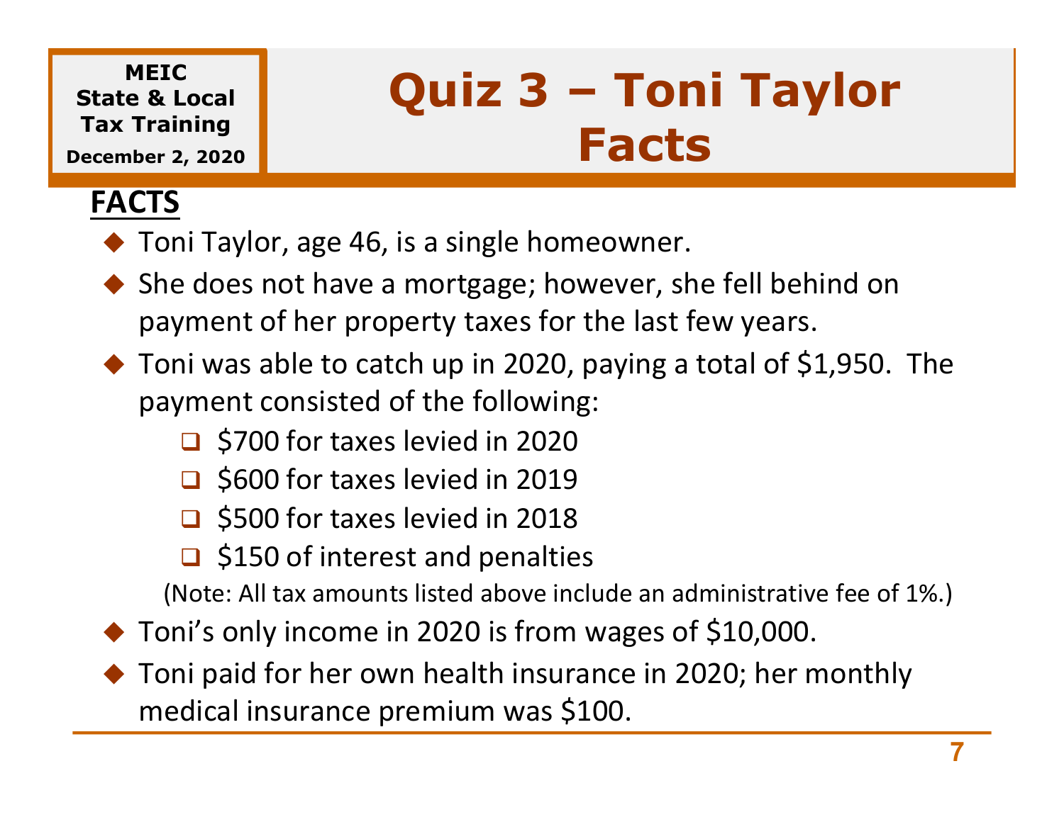MEIC State & Local Tax Training
December 2, 2020

# Quiz 3 – Toni Taylor Facts

## FACTS

- Toni Taylor, age 46, is a single homeowner.
- She does not have a mortgage; however, she fell behind on payment of her property taxes for the last few years.
- Toni was able to catch up in 2020, paying a total of $1,950. The payment consisted of the following:
  - $700 for taxes levied in 2020
  - $600 for taxes levied in 2019
  - $500 for taxes levied in 2018
  - $150 of interest and penalties

  (Note: All tax amounts listed above include an administrative fee of 1%.)
- Toni's only income in 2020 is from wages of $10,000.
- Toni paid for her own health insurance in 2020; her monthly medical insurance premium was $100.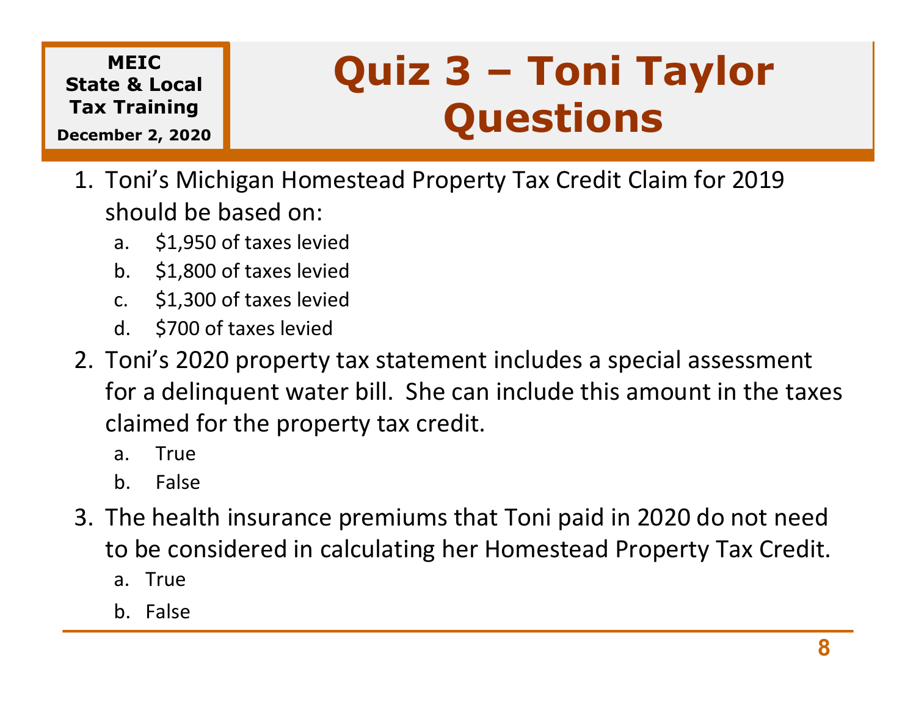MEIC State & Local Tax Training
December 2, 2020

# Quiz 3 – Toni Taylor Questions

1. Toni's Michigan Homestead Property Tax Credit Claim for 2019 should be based on:
   a. $1,950 of taxes levied
   b. $1,800 of taxes levied
   c. $1,300 of taxes levied
   d. $700 of taxes levied
2. Toni's 2020 property tax statement includes a special assessment for a delinquent water bill. She can include this amount in the taxes claimed for the property tax credit.
   a. True
   b. False
3. The health insurance premiums that Toni paid in 2020 do not need to be considered in calculating her Homestead Property Tax Credit.
   a. True
   b. False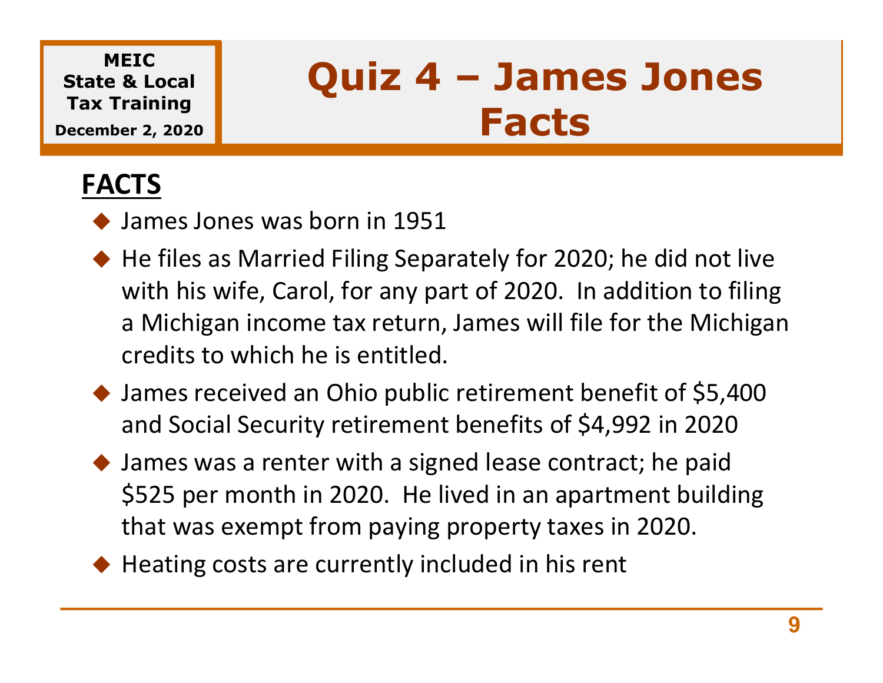MEIC State & Local Tax Training
December 2, 2020

# Quiz 4 – James Jones Facts

## FACTS

- James Jones was born in 1951
- He files as Married Filing Separately for 2020; he did not live with his wife, Carol, for any part of 2020. In addition to filing a Michigan income tax return, James will file for the Michigan credits to which he is entitled.
- James received an Ohio public retirement benefit of $5,400 and Social Security retirement benefits of $4,992 in 2020
- James was a renter with a signed lease contract; he paid $525 per month in 2020. He lived in an apartment building that was exempt from paying property taxes in 2020.
- Heating costs are currently included in his rent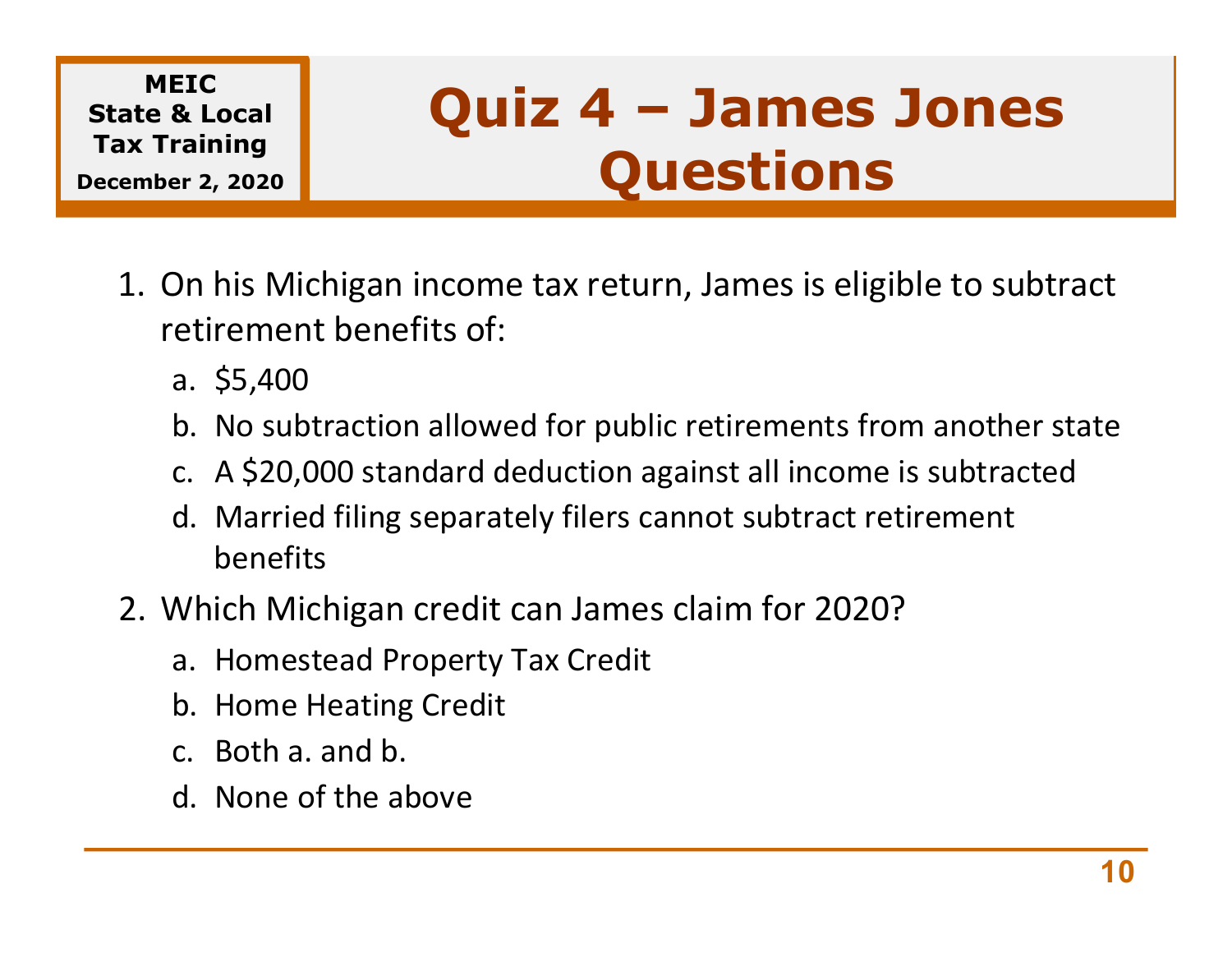MEIC
State & Local
Tax Training
December 2, 2020

# Quiz 4 – James Jones Questions

1. On his Michigan income tax return, James is eligible to subtract retirement benefits of:
   a. $5,400
   b. No subtraction allowed for public retirements from another state
   c. A $20,000 standard deduction against all income is subtracted
   d. Married filing separately filers cannot subtract retirement benefits
2. Which Michigan credit can James claim for 2020?
   a. Homestead Property Tax Credit
   b. Home Heating Credit
   c. Both a. and b.
   d. None of the above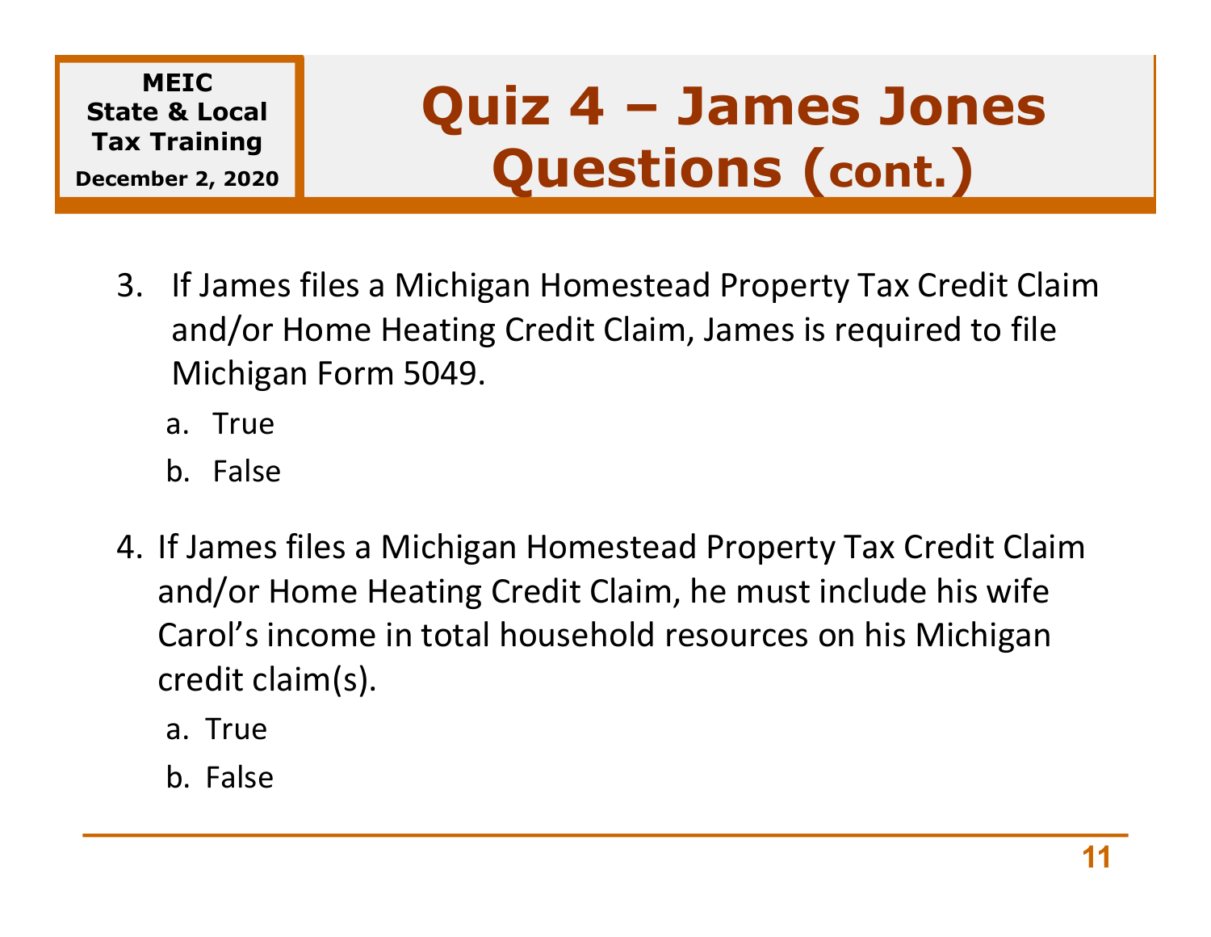# Quiz 4 – James Jones Questions (cont.)

MEIC State & Local Tax Training
December 2, 2020

3. If James files a Michigan Homestead Property Tax Credit Claim and/or Home Heating Credit Claim, James is required to file Michigan Form 5049.
   a. True
   b. False

4. If James files a Michigan Homestead Property Tax Credit Claim and/or Home Heating Credit Claim, he must include his wife Carol's income in total household resources on his Michigan credit claim(s).
   a. True
   b. False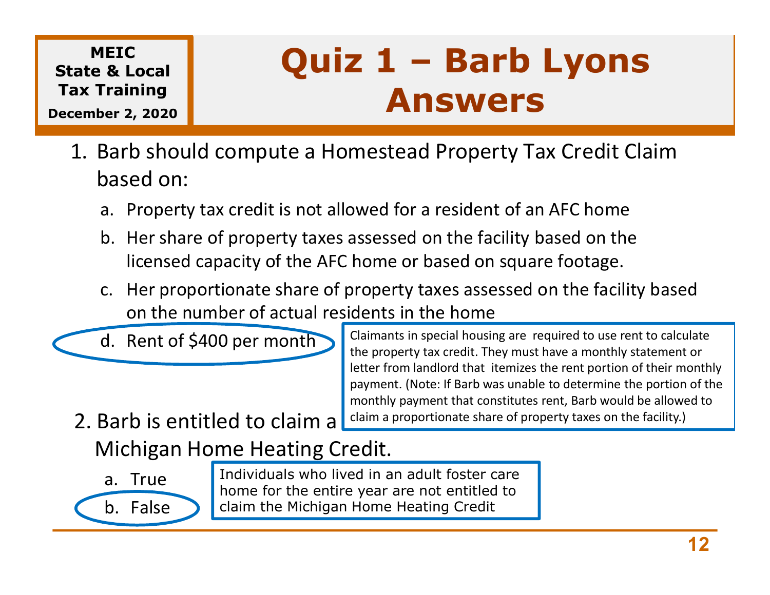MEIC State & Local Tax Training

December 2, 2020

# Quiz 1 – Barb Lyons Answers

1. Barb should compute a Homestead Property Tax Credit Claim based on:
   a. Property tax credit is not allowed for a resident of an AFC home
   b. Her share of property taxes assessed on the facility based on the licensed capacity of the AFC home or based on square footage.
   c. Her proportionate share of property taxes assessed on the facility based on the number of actual residents in the home
   d. **Rent of $400 per month** (circled)

> Claimants in special housing are required to use rent to calculate the property tax credit. They must have a monthly statement or letter from landlord that itemizes the rent portion of their monthly payment. (Note: If Barb was unable to determine the portion of the monthly payment that constitutes rent, Barb would be allowed to claim a proportionate share of property taxes on the facility.)

2. Barb is entitled to claim a Michigan Home Heating Credit.
   a. True
   b. **False** (circled)

> Individuals who lived in an adult foster care home for the entire year are not entitled to claim the Michigan Home Heating Credit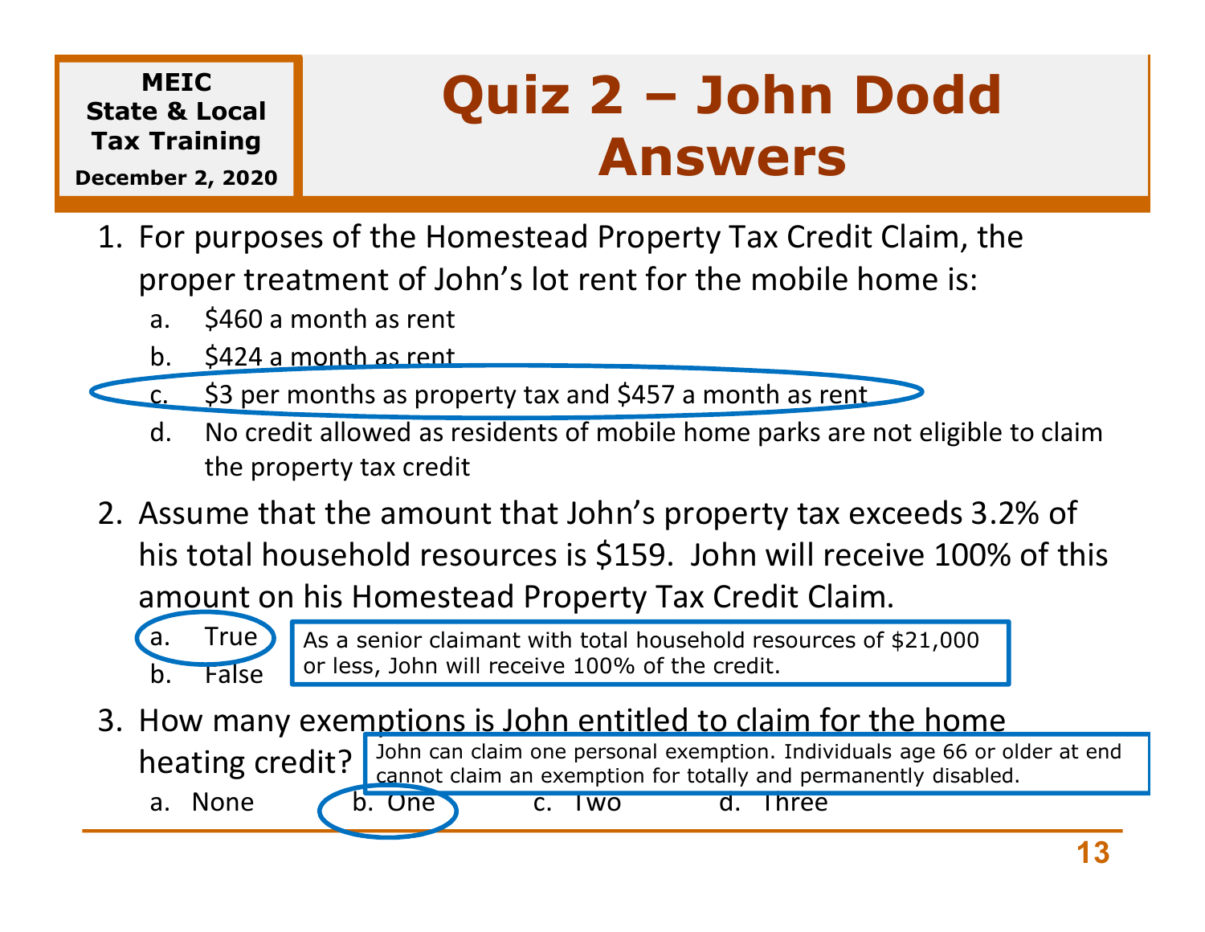MEIC
State & Local
Tax Training
December 2, 2020

# Quiz 2 – John Dodd Answers

1. For purposes of the Homestead Property Tax Credit Claim, the proper treatment of John's lot rent for the mobile home is:
   a. $460 a month as rent
   b. $424 a month as rent
   c. $3 per months as property tax and $457 a month as rent
   d. No credit allowed as residents of mobile home parks are not eligible to claim the property tax credit

2. Assume that the amount that John's property tax exceeds 3.2% of his total household resources is $159. John will receive 100% of this amount on his Homestead Property Tax Credit Claim.
   a. True
   b. False

   As a senior claimant with total household resources of $21,000 or less, John will receive 100% of the credit.

3. How many exemptions is John entitled to claim for the home heating credit?
   a. None  b. One  c. Two  d. Three

   John can claim one personal exemption. Individuals age 66 or older at end cannot claim an exemption for totally and permanently disabled.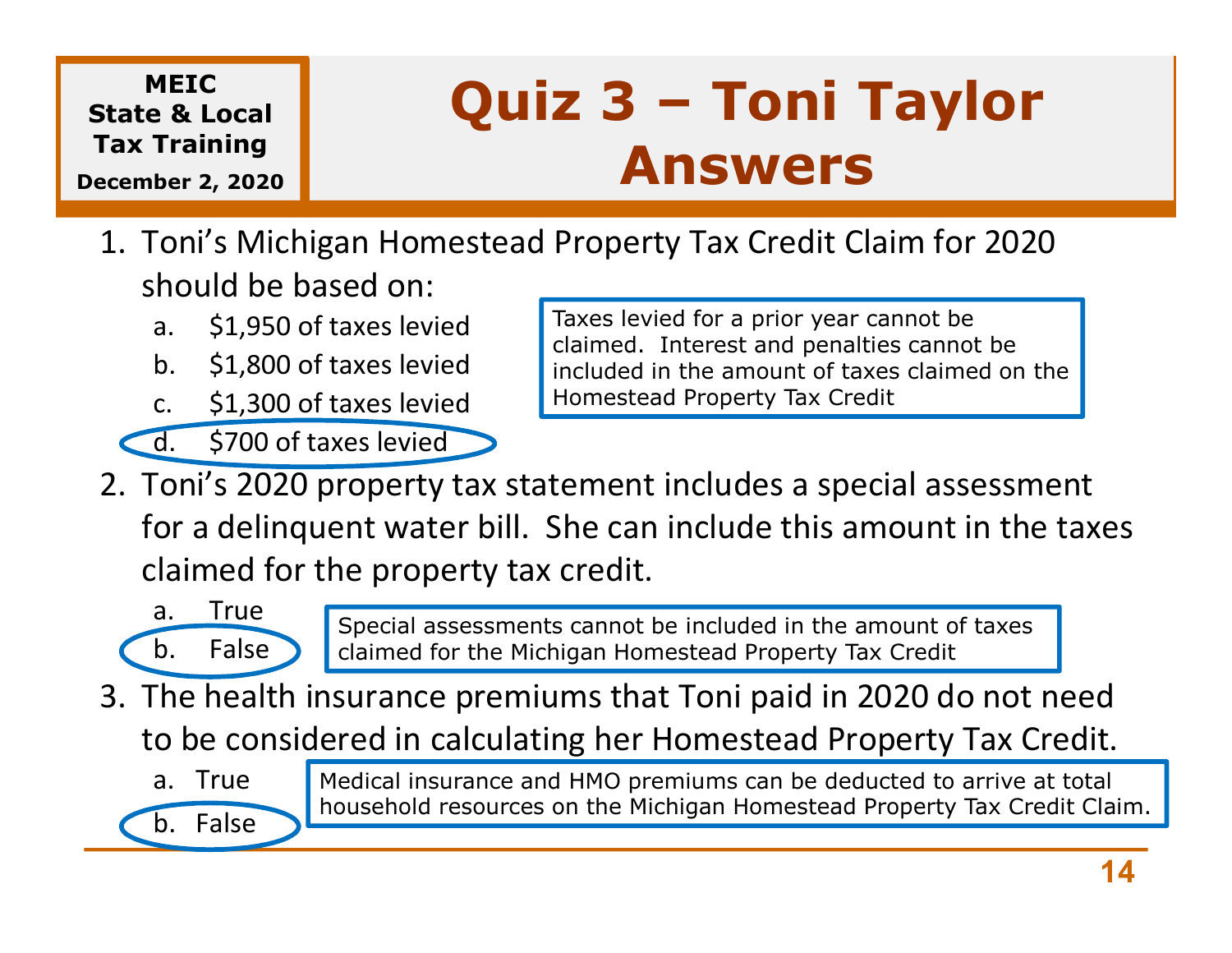**MEIC State & Local Tax Training**
**December 2, 2020**

# Quiz 3 – Toni Taylor Answers

1. Toni's Michigan Homestead Property Tax Credit Claim for 2020 should be based on:
   a. $1,950 of taxes levied
   b. $1,800 of taxes levied
   c. $1,300 of taxes levied
   d. **$700 of taxes levied** (circled)

   > Taxes levied for a prior year cannot be claimed. Interest and penalties cannot be included in the amount of taxes claimed on the Homestead Property Tax Credit

2. Toni's 2020 property tax statement includes a special assessment for a delinquent water bill. She can include this amount in the taxes claimed for the property tax credit.
   a. True
   b. **False** (circled)

   > Special assessments cannot be included in the amount of taxes claimed for the Michigan Homestead Property Tax Credit

3. The health insurance premiums that Toni paid in 2020 do not need to be considered in calculating her Homestead Property Tax Credit.
   a. True
   b. **False** (circled)

   > Medical insurance and HMO premiums can be deducted to arrive at total household resources on the Michigan Homestead Property Tax Credit Claim.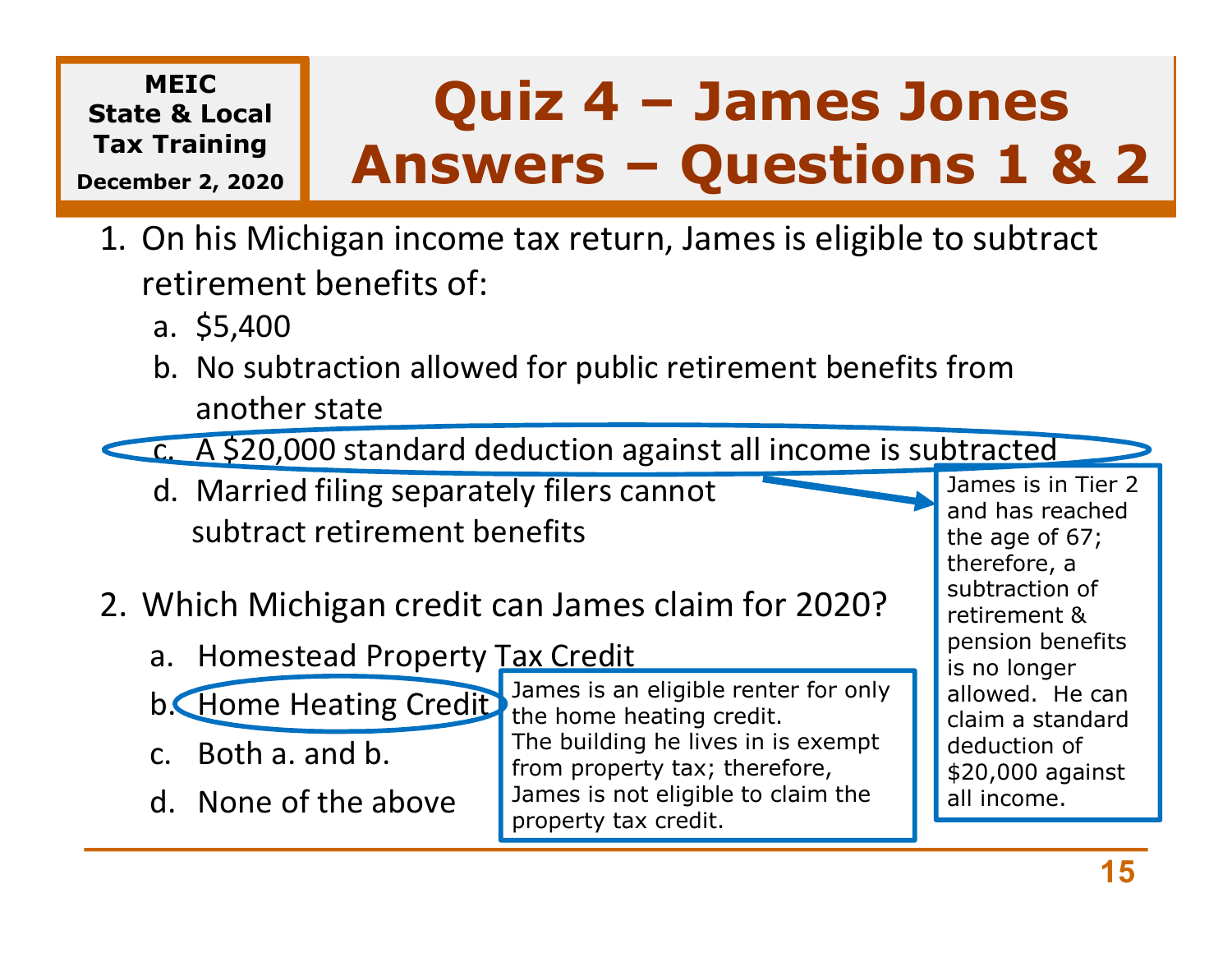MEIC
State & Local
Tax Training
December 2, 2020

# Quiz 4 – James Jones Answers – Questions 1 & 2

1. On his Michigan income tax return, James is eligible to subtract retirement benefits of:
   a. $5,400
   b. No subtraction allowed for public retirement benefits from another state
   c. **A $20,000 standard deduction against all income is subtracted**
   d. Married filing separately filers cannot subtract retirement benefits

> James is in Tier 2 and has reached the age of 67; therefore, a subtraction of retirement & pension benefits is no longer allowed. He can claim a standard deduction of $20,000 against all income.

2. Which Michigan credit can James claim for 2020?
   a. Homestead Property Tax Credit
   b. **Home Heating Credit**
   c. Both a. and b.
   d. None of the above

> James is an eligible renter for only the home heating credit.
> The building he lives in is exempt from property tax; therefore, James is not eligible to claim the property tax credit.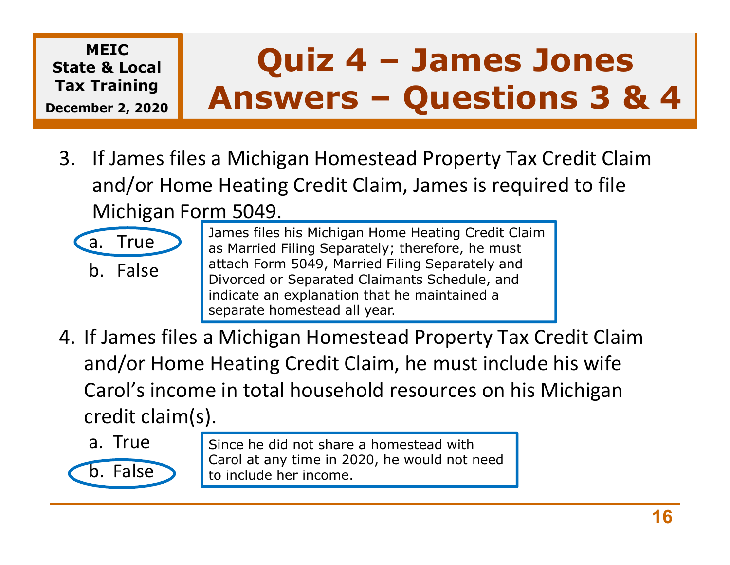MEIC
State & Local
Tax Training
December 2, 2020

# Quiz 4 – James Jones Answers – Questions 3 & 4

3. If James files a Michigan Homestead Property Tax Credit Claim and/or Home Heating Credit Claim, James is required to file Michigan Form 5049.

   a. **True** (circled)

   b. False

   > James files his Michigan Home Heating Credit Claim as Married Filing Separately; therefore, he must attach Form 5049, Married Filing Separately and Divorced or Separated Claimants Schedule, and indicate an explanation that he maintained a separate homestead all year.

4. If James files a Michigan Homestead Property Tax Credit Claim and/or Home Heating Credit Claim, he must include his wife Carol's income in total household resources on his Michigan credit claim(s).

   a. True

   b. **False** (circled)

   > Since he did not share a homestead with Carol at any time in 2020, he would not need to include her income.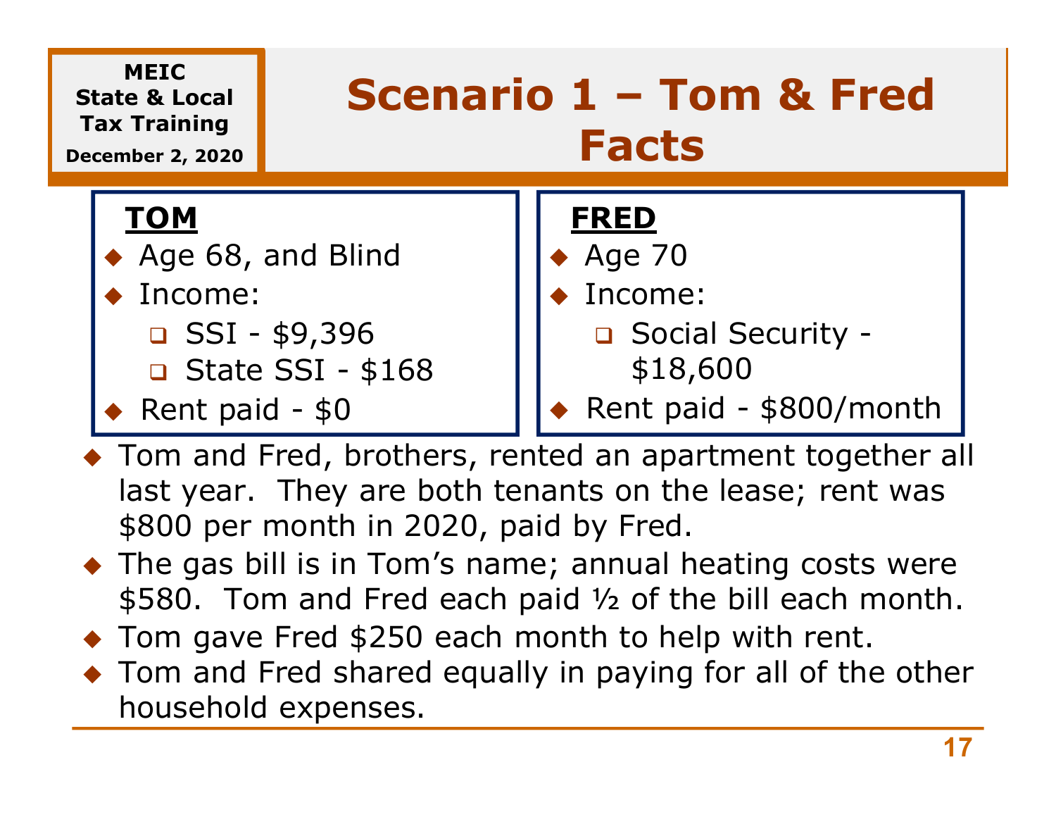MEIC
State & Local
Tax Training
December 2, 2020

# Scenario 1 – Tom & Fred Facts

**TOM**

- Age 68, and Blind
- Income:
  - SSI - $9,396
  - State SSI - $168
- Rent paid - $0

**FRED**

- Age 70
- Income:
  - Social Security - $18,600
- Rent paid - $800/month

- Tom and Fred, brothers, rented an apartment together all last year. They are both tenants on the lease; rent was $800 per month in 2020, paid by Fred.
- The gas bill is in Tom's name; annual heating costs were $580. Tom and Fred each paid ½ of the bill each month.
- Tom gave Fred $250 each month to help with rent.
- Tom and Fred shared equally in paying for all of the other household expenses.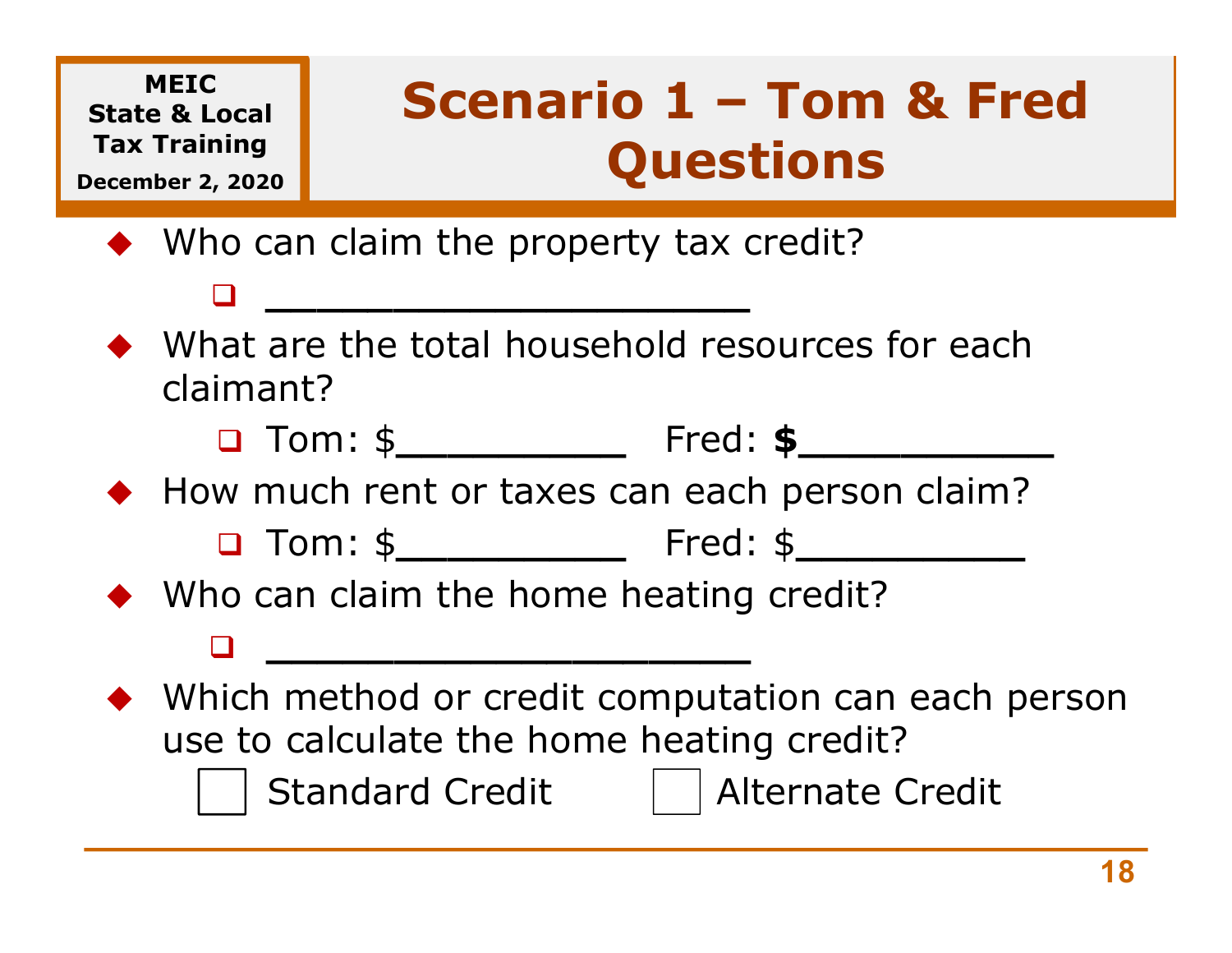# Scenario 1 – Tom & Fred Questions

- Who can claim the property tax credit?
  - ____________________
- What are the total household resources for each claimant?
  - Tom: $__________ Fred: **$**__________
- How much rent or taxes can each person claim?
  - Tom: $__________ Fred: $__________
- Who can claim the home heating credit?
  - ____________________
- Which method or credit computation can each person use to calculate the home heating credit?

☐ Standard Credit ☐ Alternate Credit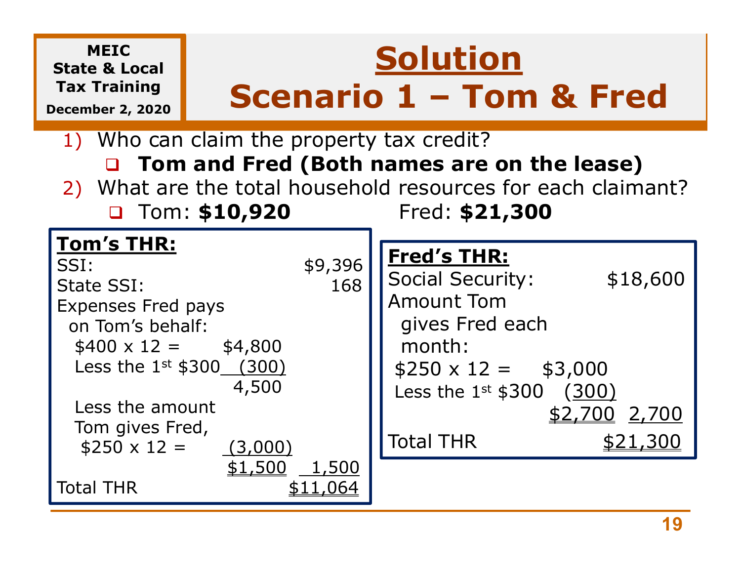MEIC State & Local Tax Training
December 2, 2020

# Solution
# Scenario 1 – Tom & Fred

1) Who can claim the property tax credit?
   - **Tom and Fred (Both names are on the lease)**
2) What are the total household resources for each claimant?
   - Tom: **$10,920** Fred: **$21,300**

**Tom's THR:**

| | | |
|---|---|---|
| SSI: | | $9,396 |
| State SSI: | | 168 |
| Expenses Fred pays on Tom's behalf: | | |
| $400 x 12 = | $4,800 | |
| Less the 1st $300 | (300) | |
| | 4,500 | |
| Less the amount Tom gives Fred, $250 x 12 = | (3,000) | |
| | $1,500 | 1,500 |
| Total THR | | $11,064 |

**Fred's THR:**

| | | |
|---|---|---|
| Social Security: | | $18,600 |
| Amount Tom gives Fred each month: | | |
| $250 x 12 = | $3,000 | |
| Less the 1st $300 | (300) | |
| | $2,700 | 2,700 |
| Total THR | | $21,300 |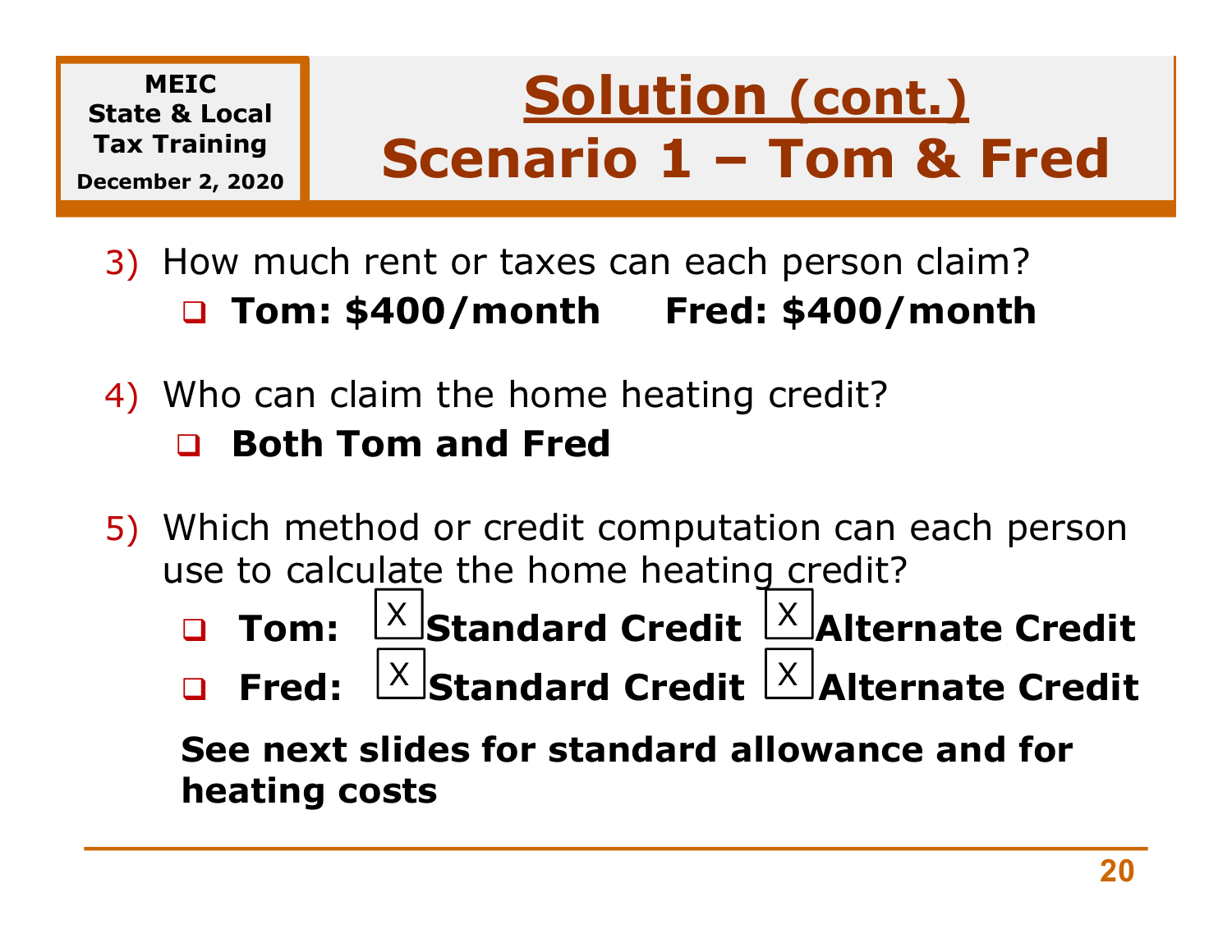MEIC State & Local Tax Training
December 2, 2020

# Solution (cont.) Scenario 1 – Tom & Fred

3) How much rent or taxes can each person claim?
   - **Tom: $400/month     Fred: $400/month**

4) Who can claim the home heating credit?
   - **Both Tom and Fred**

5) Which method or credit computation can each person use to calculate the home heating credit?
   - **Tom:** [X] **Standard Credit** [X] **Alternate Credit**
   - **Fred:** [X] **Standard Credit** [X] **Alternate Credit**

   **See next slides for standard allowance and for heating costs**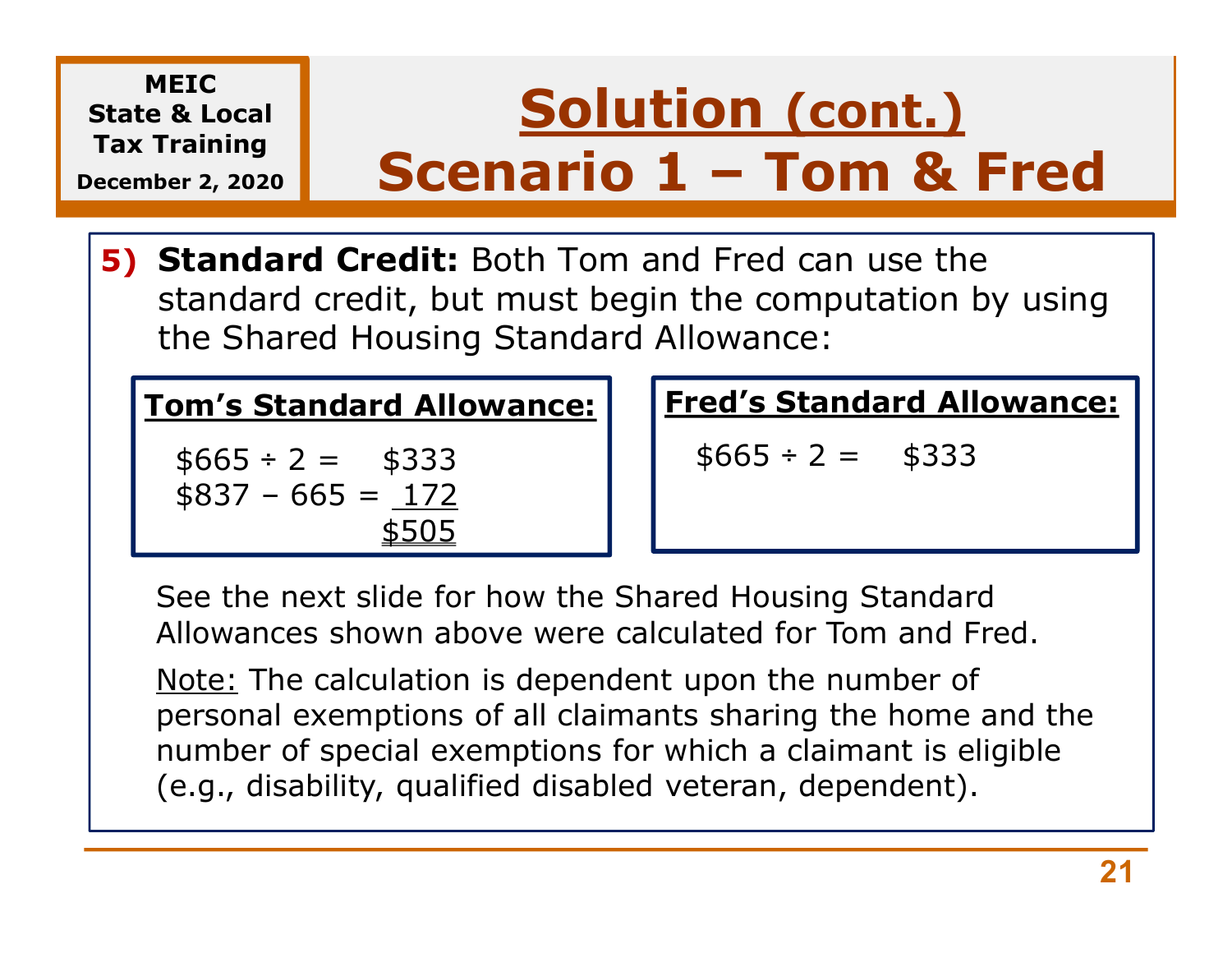# Solution (cont.) Scenario 1 – Tom & Fred

**5) Standard Credit:** Both Tom and Fred can use the standard credit, but must begin the computation by using the Shared Housing Standard Allowance:

**Tom's Standard Allowance:**

| | |
|---|---|
| $665 ÷ 2 = | $333 |
| $837 – 665 = | 172 |
| | $505 |

**Fred's Standard Allowance:**

| | |
|---|---|
| $665 ÷ 2 = | $333 |

See the next slide for how the Shared Housing Standard Allowances shown above were calculated for Tom and Fred.

Note: The calculation is dependent upon the number of personal exemptions of all claimants sharing the home and the number of special exemptions for which a claimant is eligible (e.g., disability, qualified disabled veteran, dependent).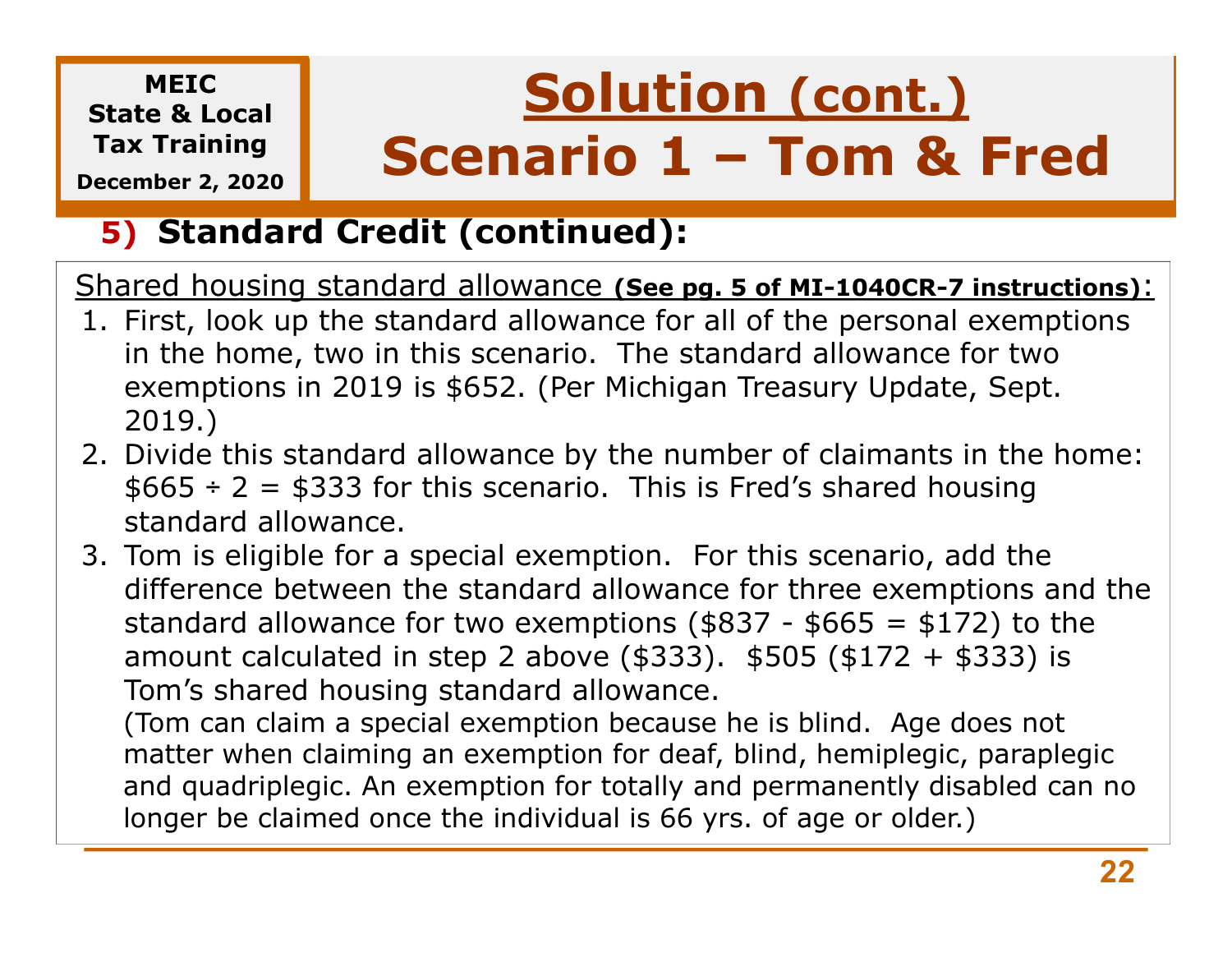MEIC
State & Local
Tax Training
December 2, 2020

# Solution (cont.)
# Scenario 1 – Tom & Fred

## 5) Standard Credit (continued):

Shared housing standard allowance **(See pg. 5 of MI-1040CR-7 instructions)**:

1. First, look up the standard allowance for all of the personal exemptions in the home, two in this scenario. The standard allowance for two exemptions in 2019 is $652. (Per Michigan Treasury Update, Sept. 2019.)
2. Divide this standard allowance by the number of claimants in the home: $665 ÷ 2 = $333 for this scenario. This is Fred's shared housing standard allowance.
3. Tom is eligible for a special exemption. For this scenario, add the difference between the standard allowance for three exemptions and the standard allowance for two exemptions ($837 - $665 = $172) to the amount calculated in step 2 above ($333). $505 ($172 + $333) is Tom's shared housing standard allowance.
   (Tom can claim a special exemption because he is blind. Age does not matter when claiming an exemption for deaf, blind, hemiplegic, paraplegic and quadriplegic. An exemption for totally and permanently disabled can no longer be claimed once the individual is 66 yrs. of age or older.)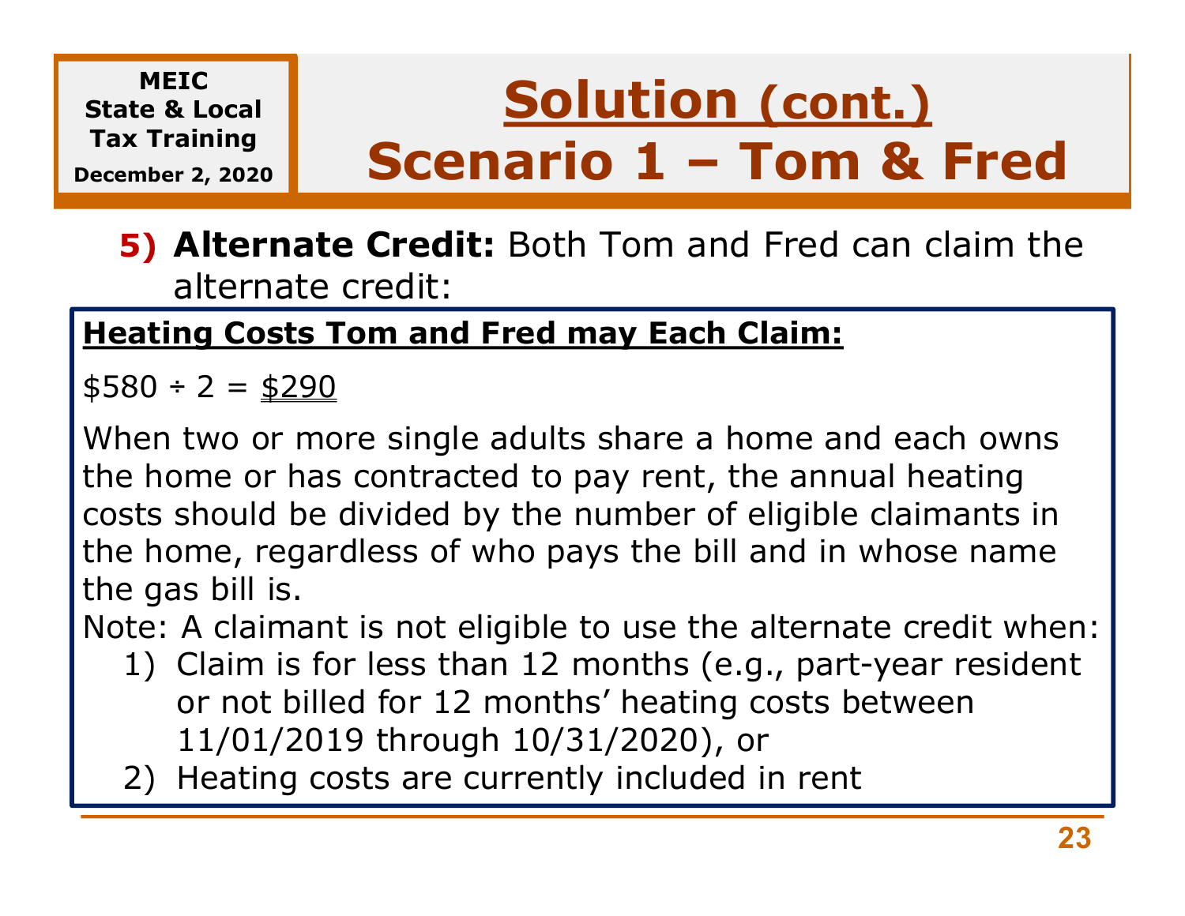MEIC
State & Local
Tax Training
December 2, 2020

# Solution (cont.) Scenario 1 – Tom & Fred

**5) Alternate Credit:** Both Tom and Fred can claim the alternate credit:

**Heating Costs Tom and Fred may Each Claim:**

$580 ÷ 2 = $290

When two or more single adults share a home and each owns the home or has contracted to pay rent, the annual heating costs should be divided by the number of eligible claimants in the home, regardless of who pays the bill and in whose name the gas bill is.

Note: A claimant is not eligible to use the alternate credit when:

1) Claim is for less than 12 months (e.g., part-year resident or not billed for 12 months' heating costs between 11/01/2019 through 10/31/2020), or
2) Heating costs are currently included in rent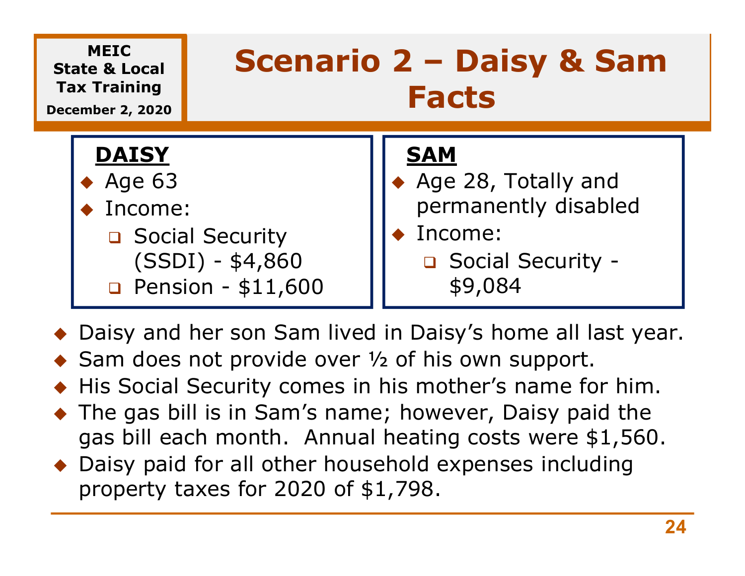# Scenario 2 – Daisy & Sam Facts

**DAISY**

- Age 63
- Income:
  - Social Security (SSDI) - $4,860
  - Pension - $11,600

**SAM**

- Age 28, Totally and permanently disabled
- Income:
  - Social Security - $9,084

- Daisy and her son Sam lived in Daisy's home all last year.
- Sam does not provide over ½ of his own support.
- His Social Security comes in his mother's name for him.
- The gas bill is in Sam's name; however, Daisy paid the gas bill each month. Annual heating costs were $1,560.
- Daisy paid for all other household expenses including property taxes for 2020 of $1,798.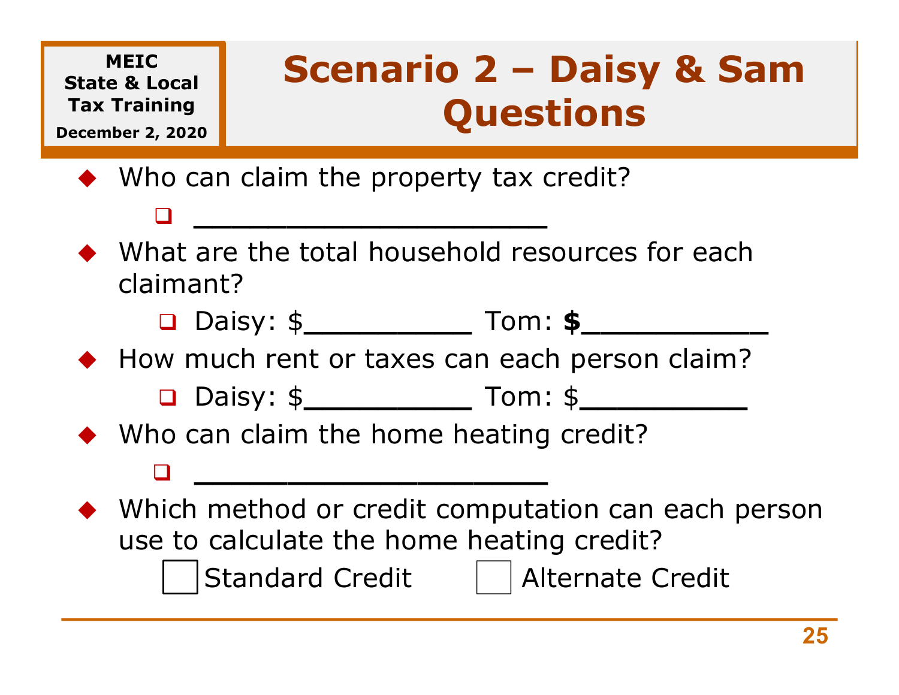MEIC State & Local Tax Training
December 2, 2020

# Scenario 2 – Daisy & Sam Questions

- Who can claim the property tax credit?
  - _____________________
- What are the total household resources for each claimant?
  - Daisy: $__________ Tom: **$**___________
- How much rent or taxes can each person claim?
  - Daisy: $__________ Tom: $__________
- Who can claim the home heating credit?
  - _____________________
- Which method or credit computation can each person use to calculate the home heating credit?

☐ Standard Credit ☐ Alternate Credit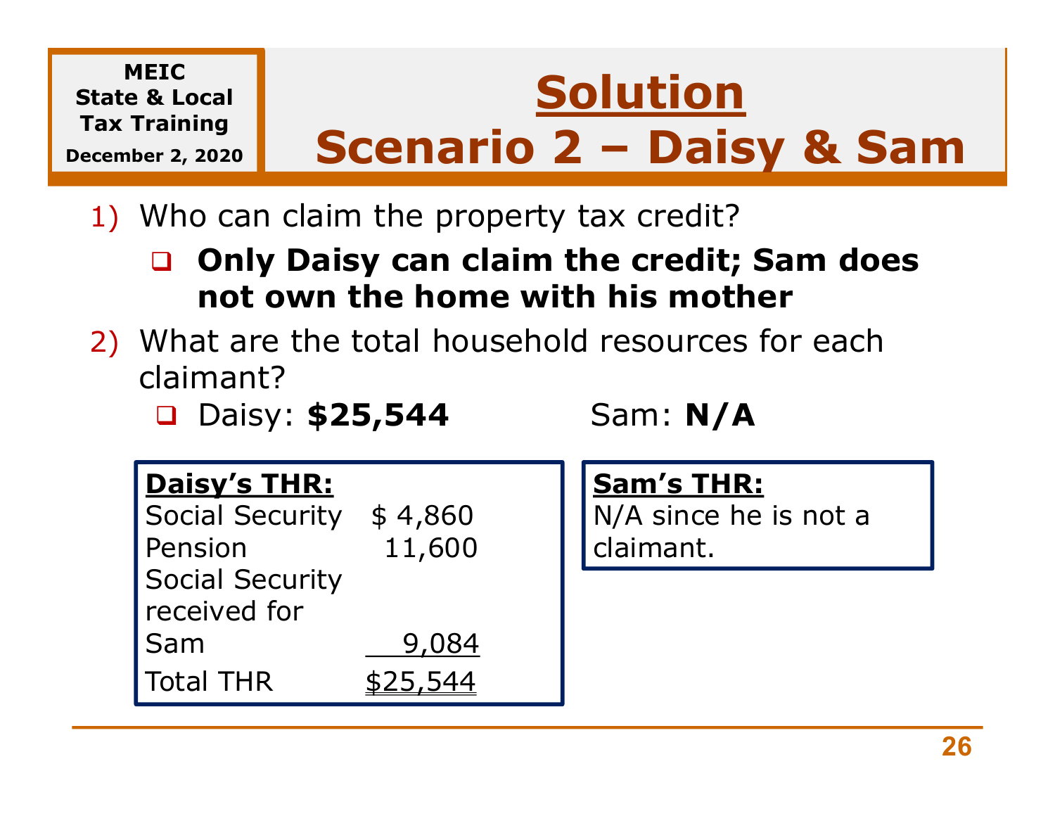# Solution
## Scenario 2 – Daisy & Sam

1) Who can claim the property tax credit?
   - **Only Daisy can claim the credit; Sam does not own the home with his mother**
2) What are the total household resources for each claimant?
   - Daisy: **$25,544** Sam: **N/A**

**Daisy's THR:**

| | |
|---|---|
| Social Security | $ 4,860 |
| Pension | 11,600 |
| Social Security received for Sam | 9,084 |
| Total THR | $25,544 |

**Sam's THR:**
N/A since he is not a claimant.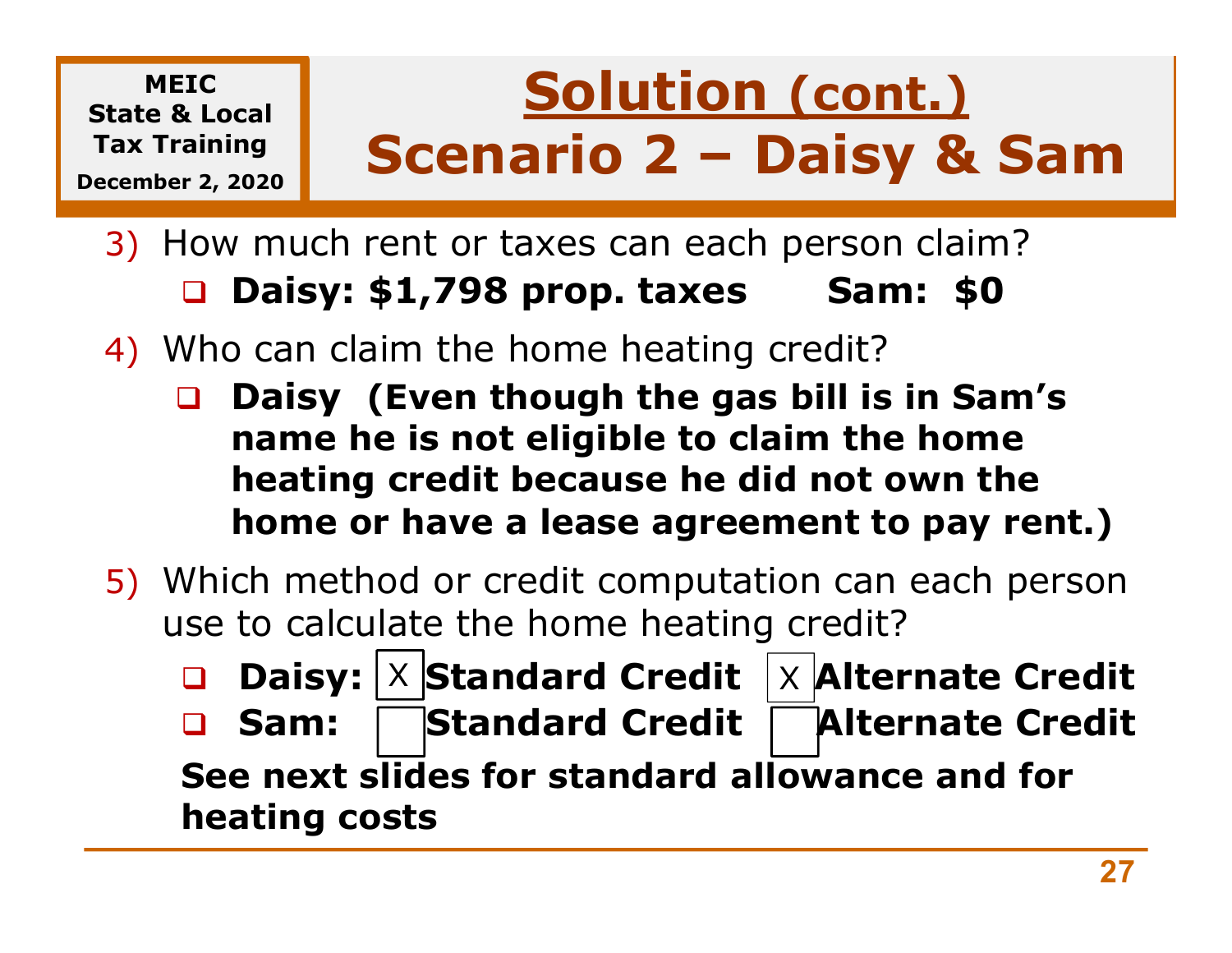MEIC State & Local Tax Training
December 2, 2020

# Solution (cont.) Scenario 2 – Daisy & Sam

3) How much rent or taxes can each person claim?
   - **Daisy: $1,798 prop. taxes      Sam: $0**

4) Who can claim the home heating credit?
   - **Daisy (Even though the gas bill is in Sam's name he is not eligible to claim the home heating credit because he did not own the home or have a lease agreement to pay rent.)**

5) Which method or credit computation can each person use to calculate the home heating credit?
   - **Daisy:** [X] **Standard Credit** [X] **Alternate Credit**
   - **Sam:** [ ] **Standard Credit** [ ] **Alternate Credit**

   **See next slides for standard allowance and for heating costs**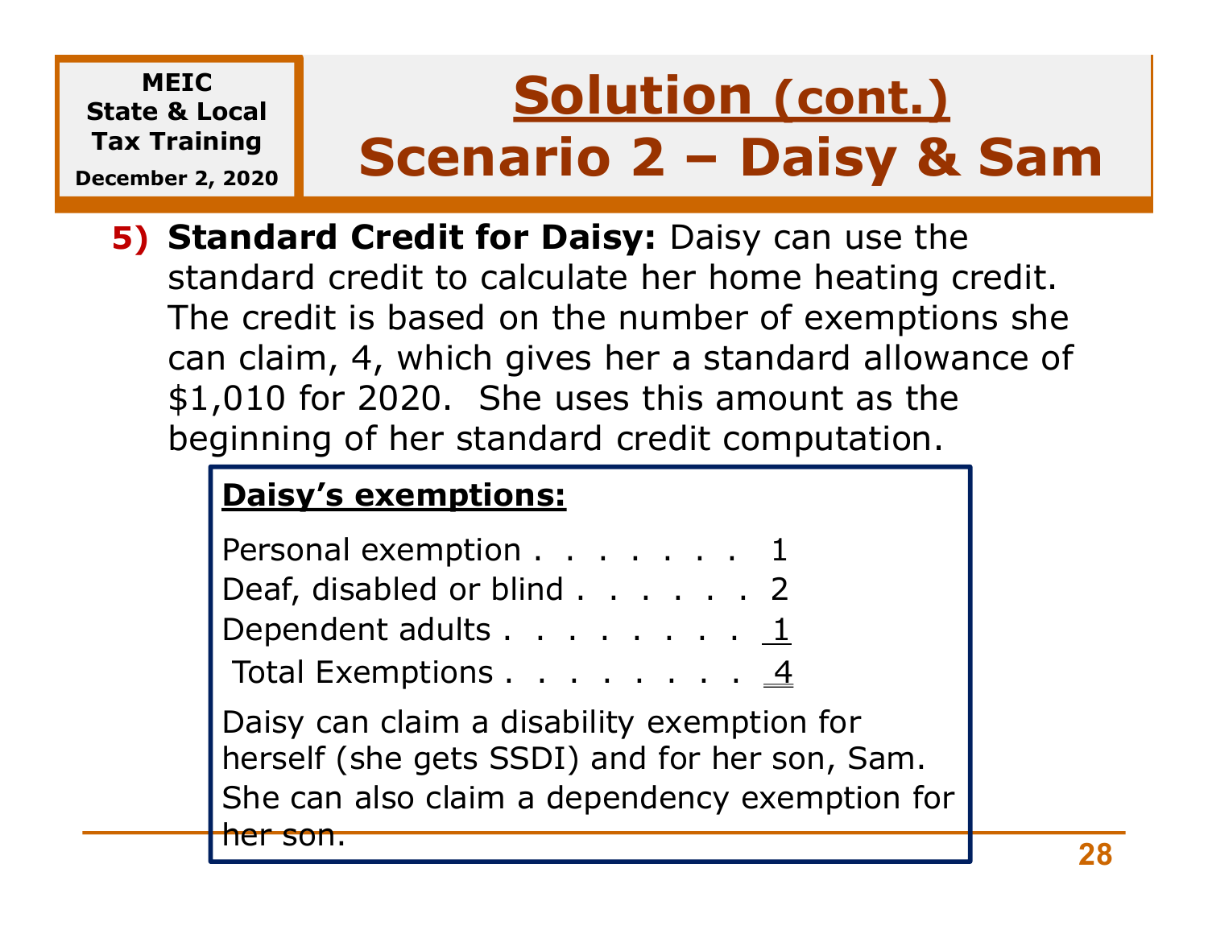MEIC State & Local Tax Training
December 2, 2020

# Solution (cont.)
# Scenario 2 – Daisy & Sam

**5) Standard Credit for Daisy:** Daisy can use the standard credit to calculate her home heating credit. The credit is based on the number of exemptions she can claim, 4, which gives her a standard allowance of $1,010 for 2020. She uses this amount as the beginning of her standard credit computation.

**Daisy's exemptions:**

| | |
|---|---|
| Personal exemption | 1 |
| Deaf, disabled or blind | 2 |
| Dependent adults | 1 |
| Total Exemptions | 4 |

Daisy can claim a disability exemption for herself (she gets SSDI) and for her son, Sam. She can also claim a dependency exemption for her son.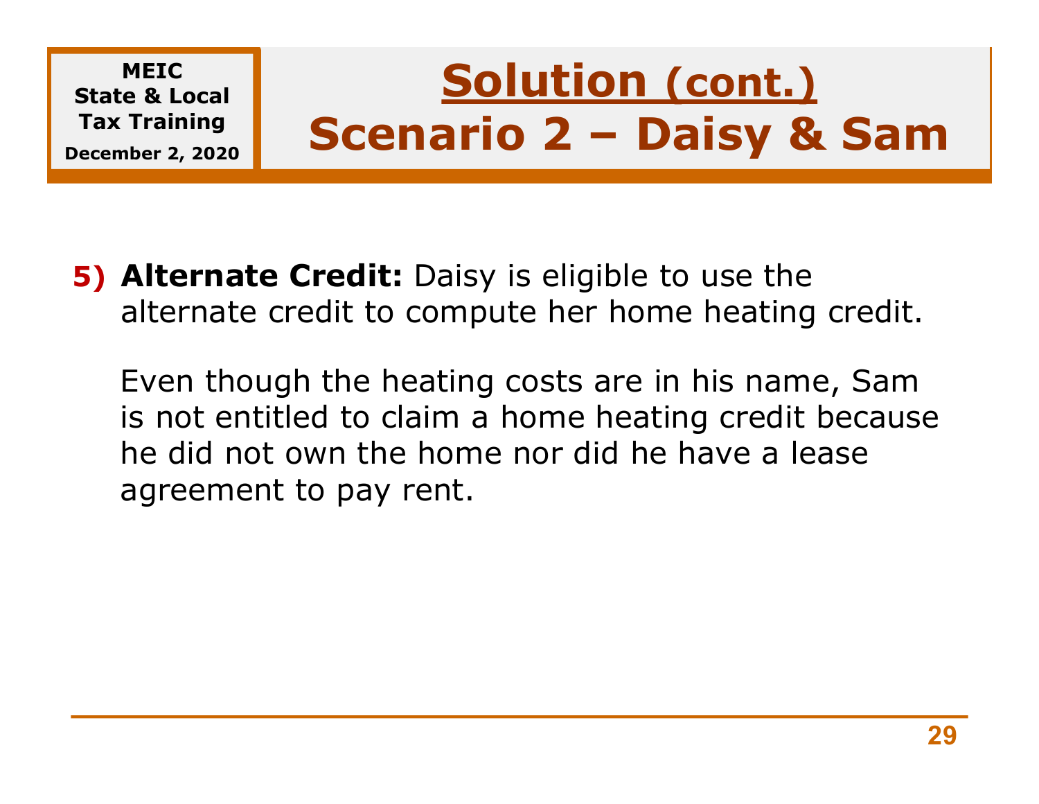# Solution (cont.) Scenario 2 – Daisy & Sam

5) **Alternate Credit:** Daisy is eligible to use the alternate credit to compute her home heating credit.

Even though the heating costs are in his name, Sam is not entitled to claim a home heating credit because he did not own the home nor did he have a lease agreement to pay rent.